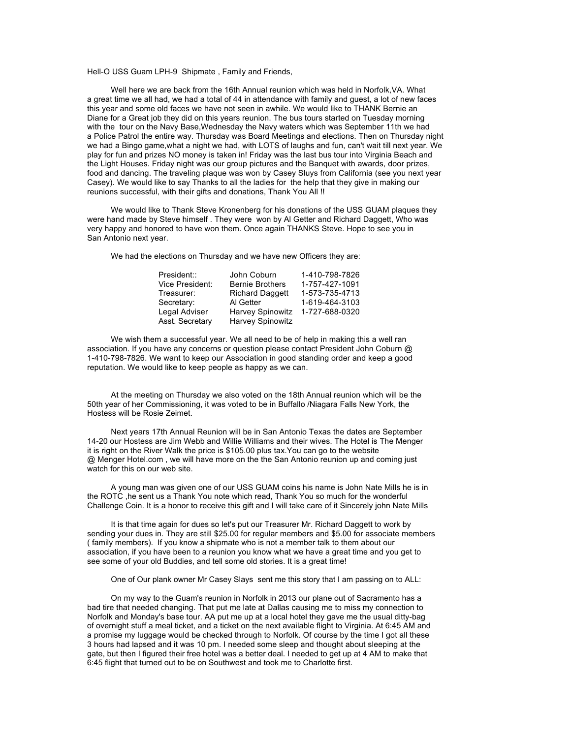Hell-O USS Guam LPH-9 Shipmate , Family and Friends,

Well here we are back from the 16th Annual reunion which was held in Norfolk,VA. What a great time we all had, we had a total of 44 in attendance with family and guest, a lot of new faces this year and some old faces we have not seen in awhile. We would like to THANK Bernie an Diane for a Great job they did on this years reunion. The bus tours started on Tuesday morning with the tour on the Navy Base,Wednesday the Navy waters which was September 11th we had a Police Patrol the entire way. Thursday was Board Meetings and elections. Then on Thursday night we had a Bingo game,what a night we had, with LOTS of laughs and fun, can't wait till next year. We play for fun and prizes NO money is taken in! Friday was the last bus tour into Virginia Beach and the Light Houses. Friday night was our group pictures and the Banquet with awards, door prizes, food and dancing. The traveling plaque was won by Casey Sluys from California (see you next year Casey). We would like to say Thanks to all the ladies for the help that they give in making our reunions successful, with their gifts and donations, Thank You All !!

We would like to Thank Steve Kronenberg for his donations of the USS GUAM plaques they were hand made by Steve himself . They were won by Al Getter and Richard Daggett, Who was very happy and honored to have won them. Once again THANKS Steve. Hope to see you in San Antonio next year.

We had the elections on Thursday and we have new Officers they are:

| | | |
|---|---|---|
| President:: | John Coburn | 1-410-798-7826 |
| Vice President: | Bernie Brothers | 1-757-427-1091 |
| Treasurer: | Richard Daggett | 1-573-735-4713 |
| Secretary: | Al Getter | 1-619-464-3103 |
| Legal Adviser | Harvey Spinowitz | 1-727-688-0320 |
| Asst. Secretary | Harvey Spinowitz | |

We wish them a successful year. We all need to be of help in making this a well ran association. If you have any concerns or question please contact President John Coburn @ 1-410-798-7826. We want to keep our Association in good standing order and keep a good reputation. We would like to keep people as happy as we can.

At the meeting on Thursday we also voted on the 18th Annual reunion which will be the 50th year of her Commissioning, it was voted to be in Buffallo /Niagara Falls New York, the Hostess will be Rosie Zeimet.

Next years 17th Annual Reunion will be in San Antonio Texas the dates are September 14-20 our Hostess are Jim Webb and Willie Williams and their wives. The Hotel is The Menger it is right on the River Walk the price is $105.00 plus tax.You can go to the website @ Menger Hotel.com , we will have more on the the San Antonio reunion up and coming just watch for this on our web site.

A young man was given one of our USS GUAM coins his name is John Nate Mills he is in the ROTC ,he sent us a Thank You note which read, Thank You so much for the wonderful Challenge Coin. It is a honor to receive this gift and I will take care of it Sincerely john Nate Mills

It is that time again for dues so let's put our Treasurer Mr. Richard Daggett to work by sending your dues in. They are still $25.00 for regular members and $5.00 for associate members ( family members). If you know a shipmate who is not a member talk to them about our association, if you have been to a reunion you know what we have a great time and you get to see some of your old Buddies, and tell some old stories. It is a great time!

One of Our plank owner Mr Casey Slays sent me this story that I am passing on to ALL:

On my way to the Guam's reunion in Norfolk in 2013 our plane out of Sacramento has a bad tire that needed changing. That put me late at Dallas causing me to miss my connection to Norfolk and Monday's base tour. AA put me up at a local hotel they gave me the usual ditty-bag of overnight stuff a meal ticket, and a ticket on the next available flight to Virginia. At 6:45 AM and a promise my luggage would be checked through to Norfolk. Of course by the time I got all these 3 hours had lapsed and it was 10 pm. I needed some sleep and thought about sleeping at the gate, but then I figured their free hotel was a better deal. I needed to get up at 4 AM to make that 6:45 flight that turned out to be on Southwest and took me to Charlotte first.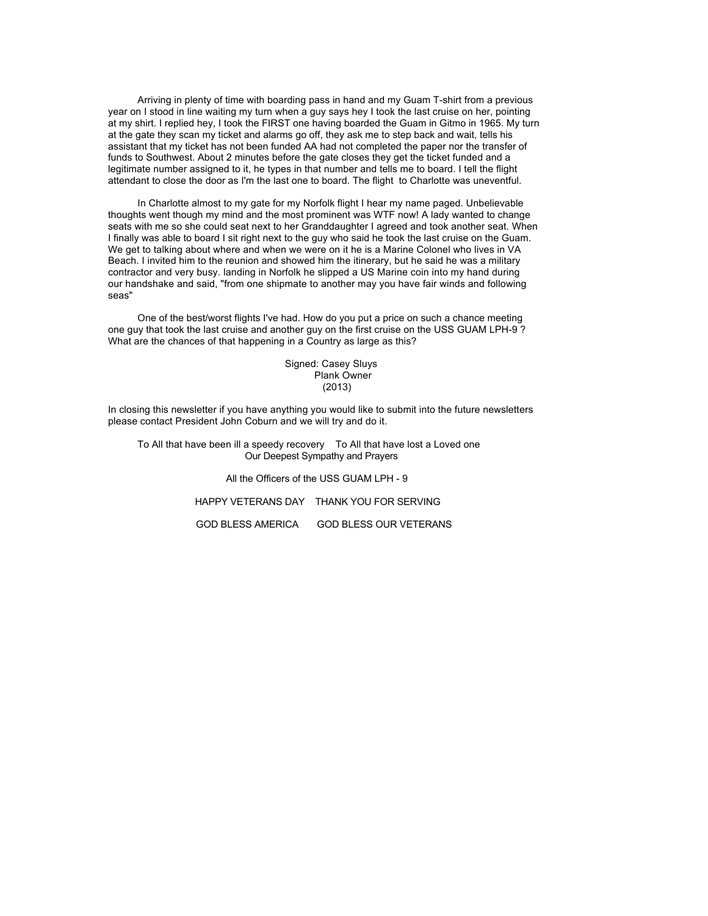Arriving in plenty of time with boarding pass in hand and my Guam T-shirt from a previous year on I stood in line waiting my turn when a guy says hey I took the last cruise on her, pointing at my shirt. I replied hey, I took the FIRST one having boarded the Guam in Gitmo in 1965. My turn at the gate they scan my ticket and alarms go off, they ask me to step back and wait, tells his assistant that my ticket has not been funded AA had not completed the paper nor the transfer of funds to Southwest. About 2 minutes before the gate closes they get the ticket funded and a legitimate number assigned to it, he types in that number and tells me to board. I tell the flight attendant to close the door as I'm the last one to board. The flight to Charlotte was uneventful.

In Charlotte almost to my gate for my Norfolk flight I hear my name paged. Unbelievable thoughts went though my mind and the most prominent was WTF now! A lady wanted to change seats with me so she could seat next to her Granddaughter I agreed and took another seat. When I finally was able to board I sit right next to the guy who said he took the last cruise on the Guam. We get to talking about where and when we were on it he is a Marine Colonel who lives in VA Beach. I invited him to the reunion and showed him the itinerary, but he said he was a military contractor and very busy. landing in Norfolk he slipped a US Marine coin into my hand during our handshake and said, "from one shipmate to another may you have fair winds and following seas"

One of the best/worst flights I've had. How do you put a price on such a chance meeting one guy that took the last cruise and another guy on the first cruise on the USS GUAM LPH-9 ? What are the chances of that happening in a Country as large as this?

Signed: Casey Sluys
Plank Owner
(2013)

In closing this newsletter if you have anything you would like to submit into the future newsletters please contact President John Coburn and we will try and do it.

To All that have been ill a speedy recovery    To All that have lost a Loved one
Our Deepest Sympathy and Prayers

All the Officers of the USS GUAM LPH - 9

HAPPY VETERANS DAY    THANK YOU FOR SERVING

GOD BLESS AMERICA    GOD BLESS OUR VETERANS